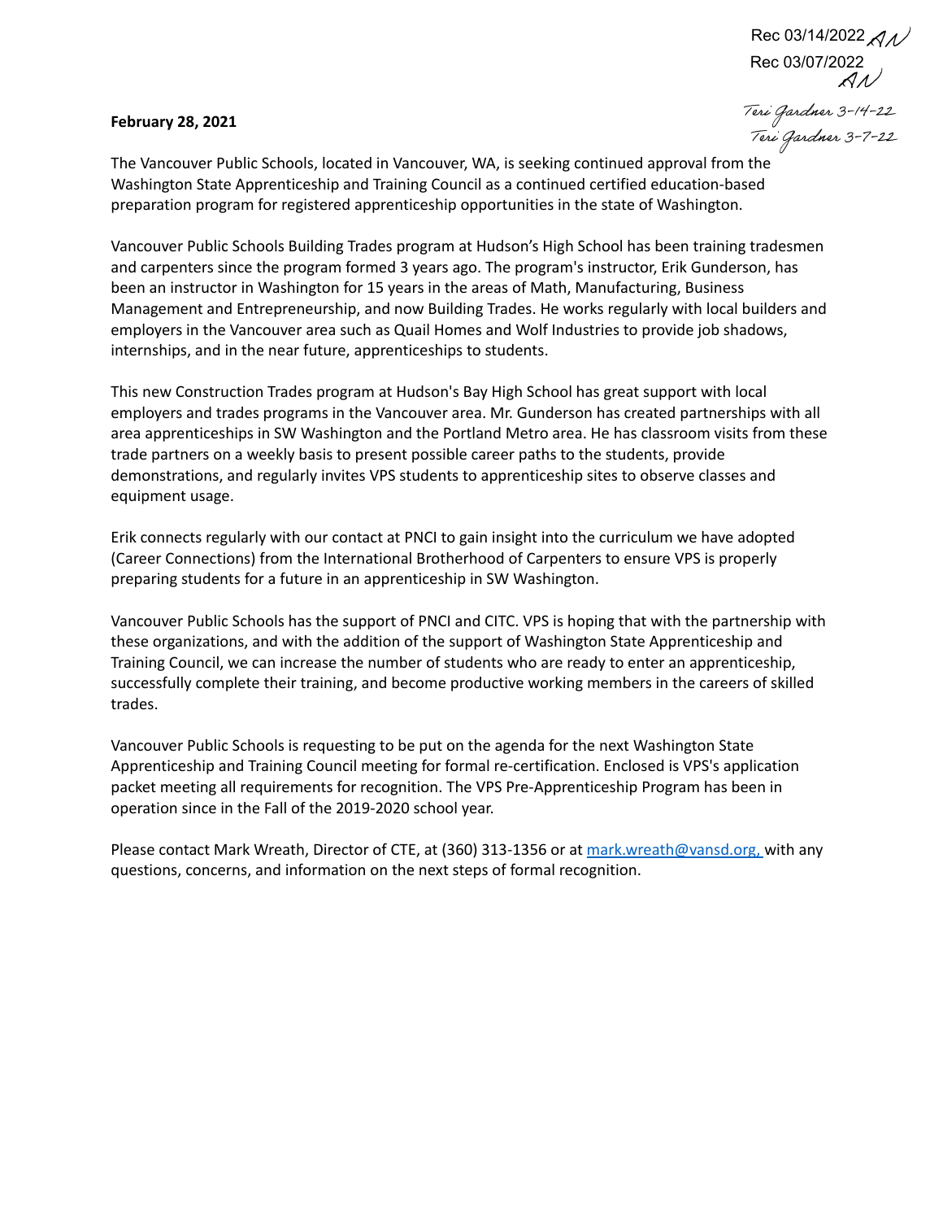Rec 03/14/2022 AN
Rec 03/07/2022 AN

Teri Gardner 3-14-22
Teri Gardner 3-7-22

**February 28, 2021**

The Vancouver Public Schools, located in Vancouver, WA, is seeking continued approval from the Washington State Apprenticeship and Training Council as a continued certified education-based preparation program for registered apprenticeship opportunities in the state of Washington.

Vancouver Public Schools Building Trades program at Hudson's High School has been training tradesmen and carpenters since the program formed 3 years ago. The program's instructor, Erik Gunderson, has been an instructor in Washington for 15 years in the areas of Math, Manufacturing, Business Management and Entrepreneurship, and now Building Trades. He works regularly with local builders and employers in the Vancouver area such as Quail Homes and Wolf Industries to provide job shadows, internships, and in the near future, apprenticeships to students.

This new Construction Trades program at Hudson's Bay High School has great support with local employers and trades programs in the Vancouver area. Mr. Gunderson has created partnerships with all area apprenticeships in SW Washington and the Portland Metro area. He has classroom visits from these trade partners on a weekly basis to present possible career paths to the students, provide demonstrations, and regularly invites VPS students to apprenticeship sites to observe classes and equipment usage.

Erik connects regularly with our contact at PNCI to gain insight into the curriculum we have adopted (Career Connections) from the International Brotherhood of Carpenters to ensure VPS is properly preparing students for a future in an apprenticeship in SW Washington.

Vancouver Public Schools has the support of PNCI and CITC. VPS is hoping that with the partnership with these organizations, and with the addition of the support of Washington State Apprenticeship and Training Council, we can increase the number of students who are ready to enter an apprenticeship, successfully complete their training, and become productive working members in the careers of skilled trades.

Vancouver Public Schools is requesting to be put on the agenda for the next Washington State Apprenticeship and Training Council meeting for formal re-certification. Enclosed is VPS's application packet meeting all requirements for recognition. The VPS Pre-Apprenticeship Program has been in operation since in the Fall of the 2019-2020 school year.

Please contact Mark Wreath, Director of CTE, at (360) 313-1356 or at mark.wreath@vansd.org, with any questions, concerns, and information on the next steps of formal recognition.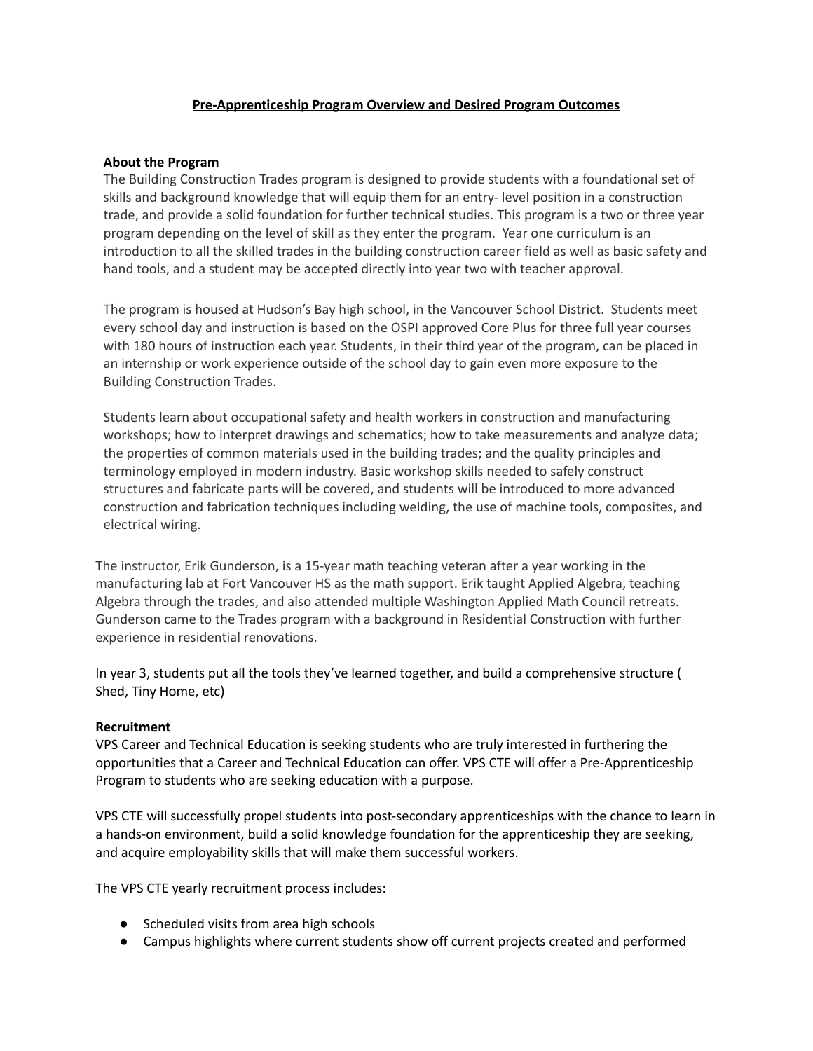# Pre-Apprenticeship Program Overview and Desired Program Outcomes

**About the Program**

The Building Construction Trades program is designed to provide students with a foundational set of skills and background knowledge that will equip them for an entry- level position in a construction trade, and provide a solid foundation for further technical studies. This program is a two or three year program depending on the level of skill as they enter the program. Year one curriculum is an introduction to all the skilled trades in the building construction career field as well as basic safety and hand tools, and a student may be accepted directly into year two with teacher approval.

The program is housed at Hudson's Bay high school, in the Vancouver School District. Students meet every school day and instruction is based on the OSPI approved Core Plus for three full year courses with 180 hours of instruction each year. Students, in their third year of the program, can be placed in an internship or work experience outside of the school day to gain even more exposure to the Building Construction Trades.

Students learn about occupational safety and health workers in construction and manufacturing workshops; how to interpret drawings and schematics; how to take measurements and analyze data; the properties of common materials used in the building trades; and the quality principles and terminology employed in modern industry. Basic workshop skills needed to safely construct structures and fabricate parts will be covered, and students will be introduced to more advanced construction and fabrication techniques including welding, the use of machine tools, composites, and electrical wiring.

The instructor, Erik Gunderson, is a 15-year math teaching veteran after a year working in the manufacturing lab at Fort Vancouver HS as the math support. Erik taught Applied Algebra, teaching Algebra through the trades, and also attended multiple Washington Applied Math Council retreats. Gunderson came to the Trades program with a background in Residential Construction with further experience in residential renovations.

In year 3, students put all the tools they've learned together, and build a comprehensive structure ( Shed, Tiny Home, etc)

**Recruitment**

VPS Career and Technical Education is seeking students who are truly interested in furthering the opportunities that a Career and Technical Education can offer. VPS CTE will offer a Pre-Apprenticeship Program to students who are seeking education with a purpose.

VPS CTE will successfully propel students into post-secondary apprenticeships with the chance to learn in a hands-on environment, build a solid knowledge foundation for the apprenticeship they are seeking, and acquire employability skills that will make them successful workers.

The VPS CTE yearly recruitment process includes:

- Scheduled visits from area high schools
- Campus highlights where current students show off current projects created and performed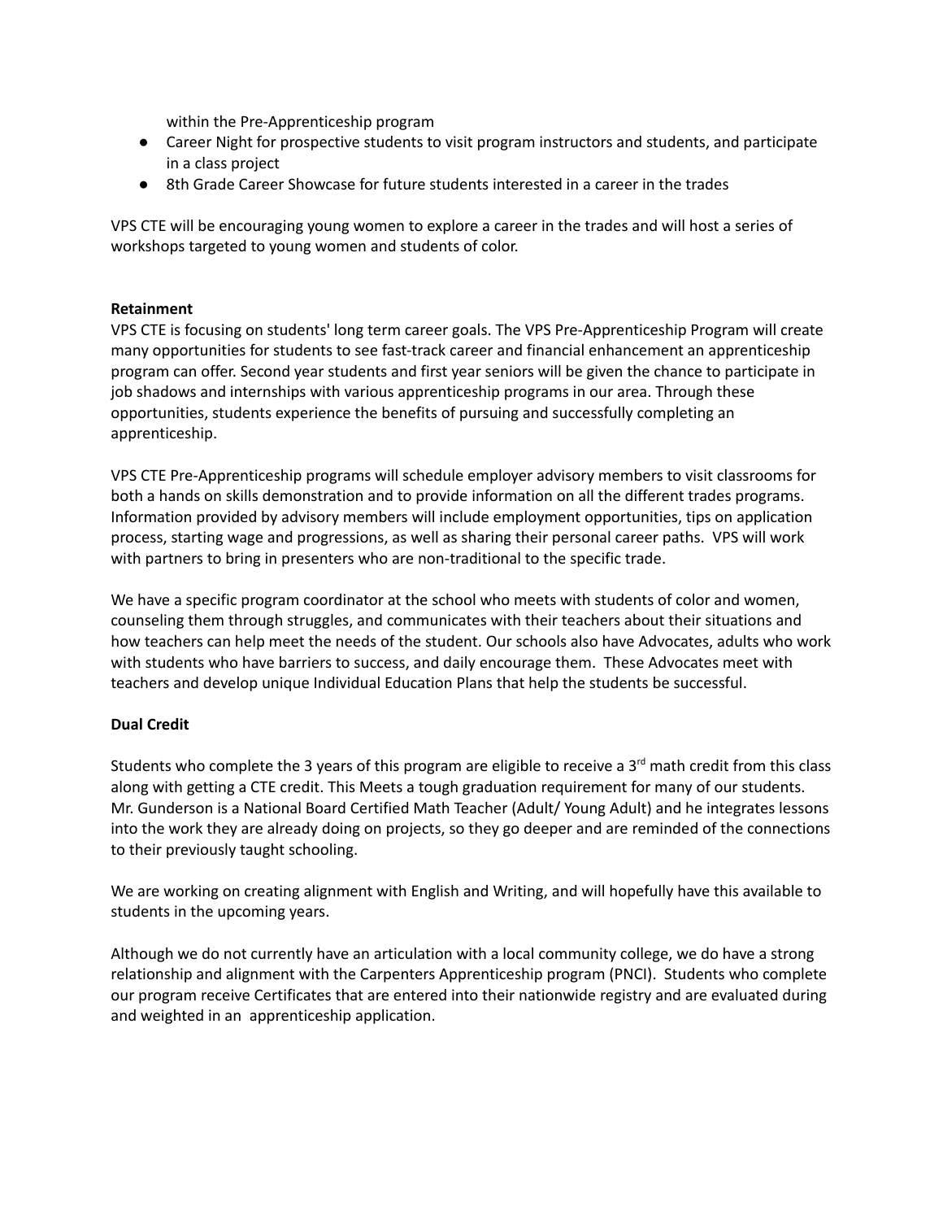within the Pre-Apprenticeship program

- Career Night for prospective students to visit program instructors and students, and participate in a class project
- 8th Grade Career Showcase for future students interested in a career in the trades

VPS CTE will be encouraging young women to explore a career in the trades and will host a series of workshops targeted to young women and students of color.

**Retainment**

VPS CTE is focusing on students' long term career goals. The VPS Pre-Apprenticeship Program will create many opportunities for students to see fast-track career and financial enhancement an apprenticeship program can offer. Second year students and first year seniors will be given the chance to participate in job shadows and internships with various apprenticeship programs in our area. Through these opportunities, students experience the benefits of pursuing and successfully completing an apprenticeship.

VPS CTE Pre-Apprenticeship programs will schedule employer advisory members to visit classrooms for both a hands on skills demonstration and to provide information on all the different trades programs. Information provided by advisory members will include employment opportunities, tips on application process, starting wage and progressions, as well as sharing their personal career paths. VPS will work with partners to bring in presenters who are non-traditional to the specific trade.

We have a specific program coordinator at the school who meets with students of color and women, counseling them through struggles, and communicates with their teachers about their situations and how teachers can help meet the needs of the student. Our schools also have Advocates, adults who work with students who have barriers to success, and daily encourage them. These Advocates meet with teachers and develop unique Individual Education Plans that help the students be successful.

**Dual Credit**

Students who complete the 3 years of this program are eligible to receive a 3rd math credit from this class along with getting a CTE credit. This Meets a tough graduation requirement for many of our students. Mr. Gunderson is a National Board Certified Math Teacher (Adult/ Young Adult) and he integrates lessons into the work they are already doing on projects, so they go deeper and are reminded of the connections to their previously taught schooling.

We are working on creating alignment with English and Writing, and will hopefully have this available to students in the upcoming years.

Although we do not currently have an articulation with a local community college, we do have a strong relationship and alignment with the Carpenters Apprenticeship program (PNCI). Students who complete our program receive Certificates that are entered into their nationwide registry and are evaluated during and weighted in an apprenticeship application.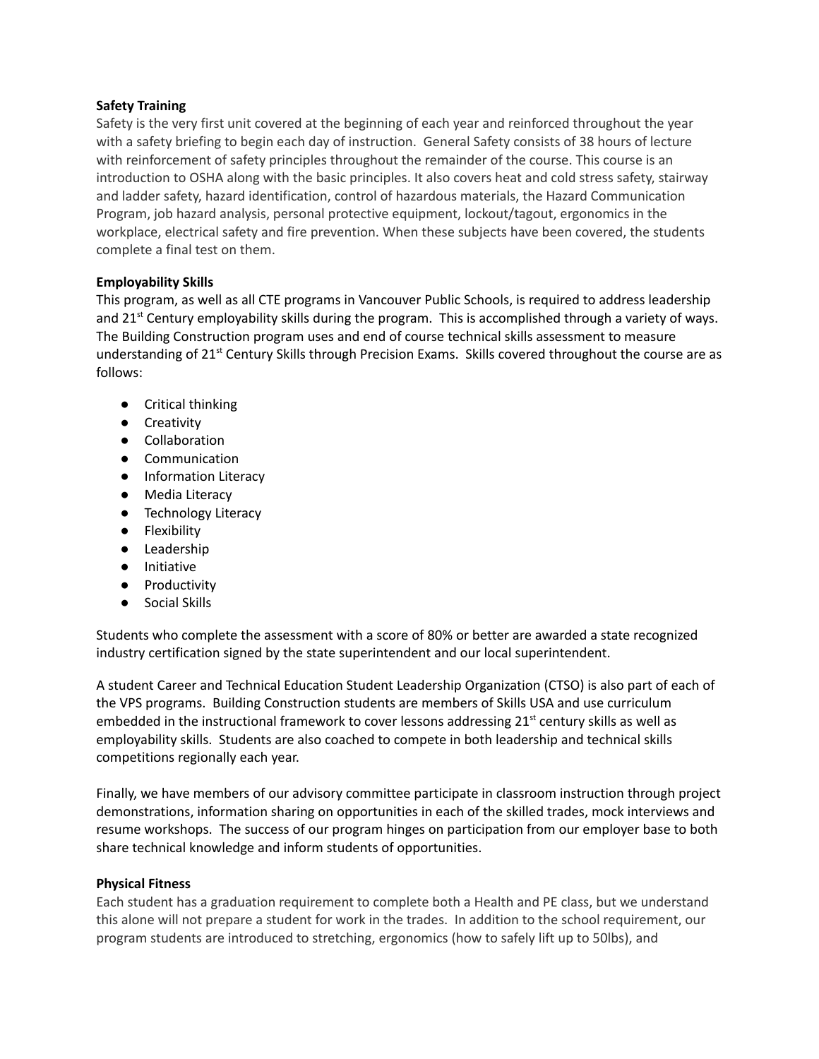**Safety Training**

Safety is the very first unit covered at the beginning of each year and reinforced throughout the year with a safety briefing to begin each day of instruction. General Safety consists of 38 hours of lecture with reinforcement of safety principles throughout the remainder of the course. This course is an introduction to OSHA along with the basic principles. It also covers heat and cold stress safety, stairway and ladder safety, hazard identification, control of hazardous materials, the Hazard Communication Program, job hazard analysis, personal protective equipment, lockout/tagout, ergonomics in the workplace, electrical safety and fire prevention. When these subjects have been covered, the students complete a final test on them.

**Employability Skills**

This program, as well as all CTE programs in Vancouver Public Schools, is required to address leadership and 21st Century employability skills during the program. This is accomplished through a variety of ways. The Building Construction program uses and end of course technical skills assessment to measure understanding of 21st Century Skills through Precision Exams. Skills covered throughout the course are as follows:

- Critical thinking
- Creativity
- Collaboration
- Communication
- Information Literacy
- Media Literacy
- Technology Literacy
- Flexibility
- Leadership
- Initiative
- Productivity
- Social Skills

Students who complete the assessment with a score of 80% or better are awarded a state recognized industry certification signed by the state superintendent and our local superintendent.

A student Career and Technical Education Student Leadership Organization (CTSO) is also part of each of the VPS programs. Building Construction students are members of Skills USA and use curriculum embedded in the instructional framework to cover lessons addressing 21st century skills as well as employability skills. Students are also coached to compete in both leadership and technical skills competitions regionally each year.

Finally, we have members of our advisory committee participate in classroom instruction through project demonstrations, information sharing on opportunities in each of the skilled trades, mock interviews and resume workshops. The success of our program hinges on participation from our employer base to both share technical knowledge and inform students of opportunities.

**Physical Fitness**

Each student has a graduation requirement to complete both a Health and PE class, but we understand this alone will not prepare a student for work in the trades. In addition to the school requirement, our program students are introduced to stretching, ergonomics (how to safely lift up to 50lbs), and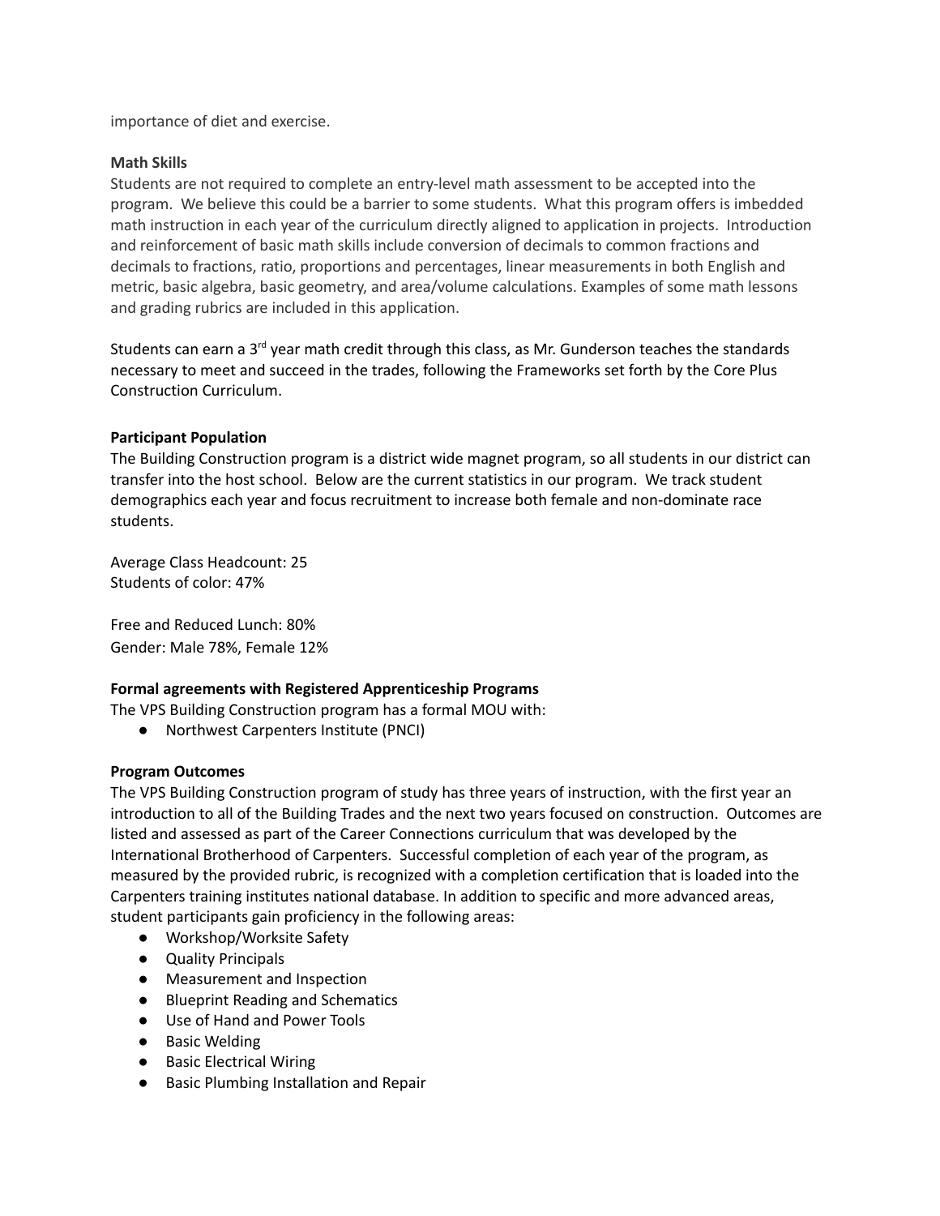importance of diet and exercise.

**Math Skills**

Students are not required to complete an entry-level math assessment to be accepted into the program. We believe this could be a barrier to some students. What this program offers is imbedded math instruction in each year of the curriculum directly aligned to application in projects. Introduction and reinforcement of basic math skills include conversion of decimals to common fractions and decimals to fractions, ratio, proportions and percentages, linear measurements in both English and metric, basic algebra, basic geometry, and area/volume calculations. Examples of some math lessons and grading rubrics are included in this application.

Students can earn a 3rd year math credit through this class, as Mr. Gunderson teaches the standards necessary to meet and succeed in the trades, following the Frameworks set forth by the Core Plus Construction Curriculum.

**Participant Population**

The Building Construction program is a district wide magnet program, so all students in our district can transfer into the host school. Below are the current statistics in our program. We track student demographics each year and focus recruitment to increase both female and non-dominate race students.

Average Class Headcount: 25
Students of color: 47%

Free and Reduced Lunch: 80%
Gender: Male 78%, Female 12%

**Formal agreements with Registered Apprenticeship Programs**

The VPS Building Construction program has a formal MOU with:

- Northwest Carpenters Institute (PNCI)

**Program Outcomes**

The VPS Building Construction program of study has three years of instruction, with the first year an introduction to all of the Building Trades and the next two years focused on construction. Outcomes are listed and assessed as part of the Career Connections curriculum that was developed by the International Brotherhood of Carpenters. Successful completion of each year of the program, as measured by the provided rubric, is recognized with a completion certification that is loaded into the Carpenters training institutes national database. In addition to specific and more advanced areas, student participants gain proficiency in the following areas:

- Workshop/Worksite Safety
- Quality Principals
- Measurement and Inspection
- Blueprint Reading and Schematics
- Use of Hand and Power Tools
- Basic Welding
- Basic Electrical Wiring
- Basic Plumbing Installation and Repair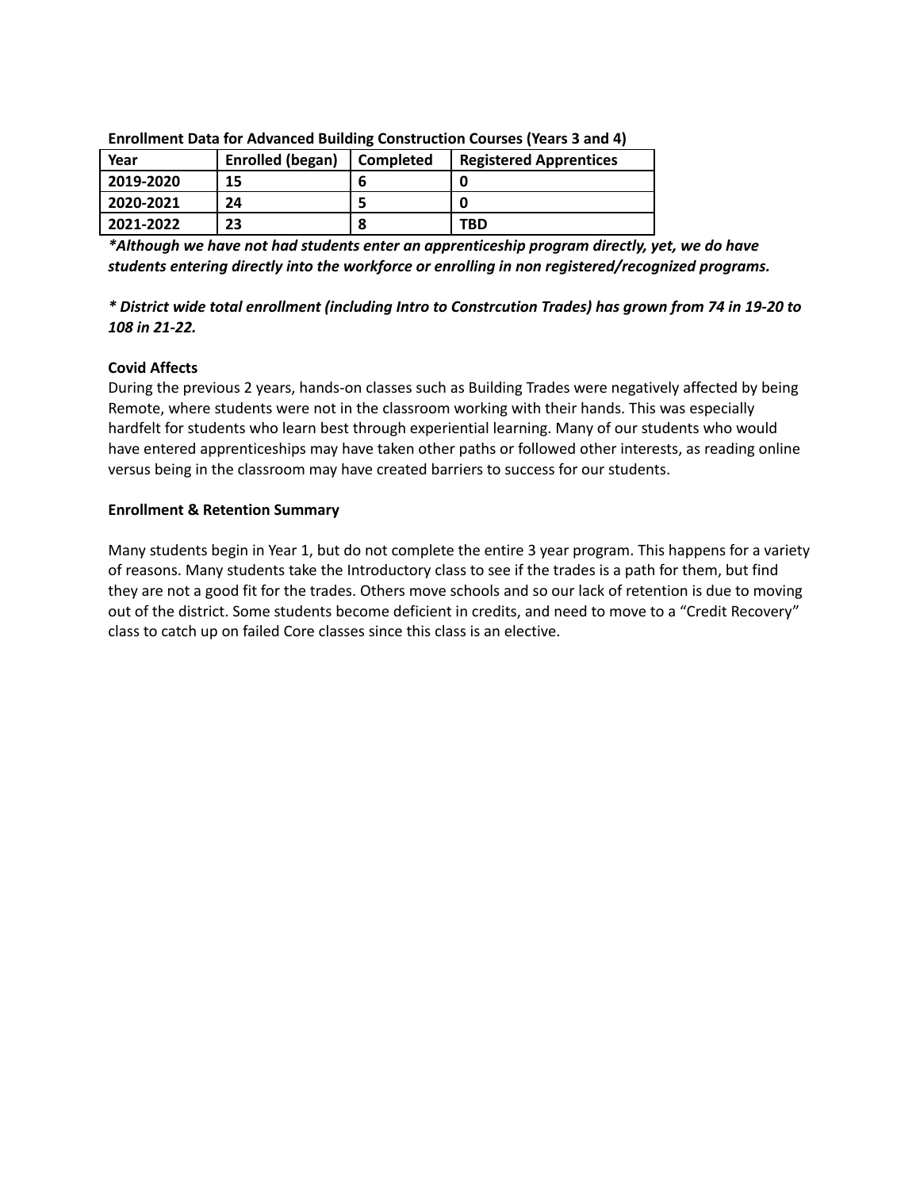**Enrollment Data for Advanced Building Construction Courses (Years 3 and 4)**

| Year | Enrolled (began) | Completed | Registered Apprentices |
|---|---|---|---|
| 2019-2020 | 15 | 6 | 0 |
| 2020-2021 | 24 | 5 | 0 |
| 2021-2022 | 23 | 8 | TBD |

***Although we have not had students enter an apprenticeship program directly, yet, we do have students entering directly into the workforce or enrolling in non registered/recognized programs.***

*** District wide total enrollment (including Intro to Constrcution Trades) has grown from 74 in 19-20 to 108 in 21-22.***

**Covid Affects**

During the previous 2 years, hands-on classes such as Building Trades were negatively affected by being Remote, where students were not in the classroom working with their hands. This was especially hardfelt for students who learn best through experiential learning. Many of our students who would have entered apprenticeships may have taken other paths or followed other interests, as reading online versus being in the classroom may have created barriers to success for our students.

**Enrollment & Retention Summary**

Many students begin in Year 1, but do not complete the entire 3 year program. This happens for a variety of reasons. Many students take the Introductory class to see if the trades is a path for them, but find they are not a good fit for the trades. Others move schools and so our lack of retention is due to moving out of the district. Some students become deficient in credits, and need to move to a "Credit Recovery" class to catch up on failed Core classes since this class is an elective.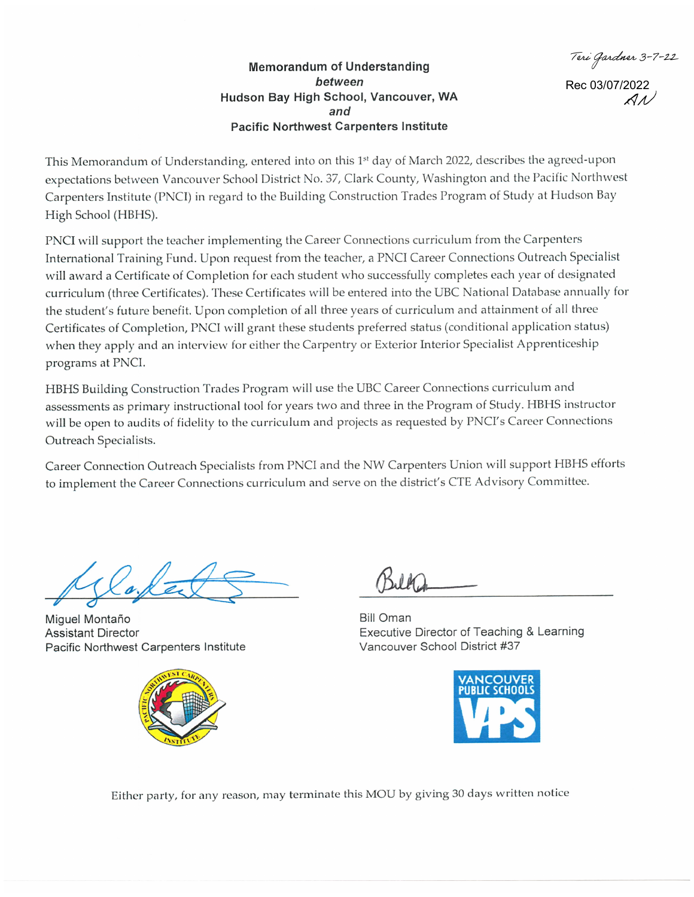Teri Gardner 3-7-22

Rec 03/07/2022
AN

**Memorandum of Understanding**
***between***
**Hudson Bay High School, Vancouver, WA**
***and***
**Pacific Northwest Carpenters Institute**

This Memorandum of Understanding, entered into on this 1st day of March 2022, describes the agreed-upon expectations between Vancouver School District No. 37, Clark County, Washington and the Pacific Northwest Carpenters Institute (PNCI) in regard to the Building Construction Trades Program of Study at Hudson Bay High School (HBHS).

PNCI will support the teacher implementing the Career Connections curriculum from the Carpenters International Training Fund. Upon request from the teacher, a PNCI Career Connections Outreach Specialist will award a Certificate of Completion for each student who successfully completes each year of designated curriculum (three Certificates). These Certificates will be entered into the UBC National Database annually for the student's future benefit. Upon completion of all three years of curriculum and attainment of all three Certificates of Completion, PNCI will grant these students preferred status (conditional application status) when they apply and an interview for either the Carpentry or Exterior Interior Specialist Apprenticeship programs at PNCI.

HBHS Building Construction Trades Program will use the UBC Career Connections curriculum and assessments as primary instructional tool for years two and three in the Program of Study. HBHS instructor will be open to audits of fidelity to the curriculum and projects as requested by PNCI's Career Connections Outreach Specialists.

Career Connection Outreach Specialists from PNCI and the NW Carpenters Union will support HBHS efforts to implement the Career Connections curriculum and serve on the district's CTE Advisory Committee.

Miguel Montaño
Assistant Director
Pacific Northwest Carpenters Institute

Bill Oman
Executive Director of Teaching & Learning
Vancouver School District #37

Either party, for any reason, may terminate this MOU by giving 30 days written notice